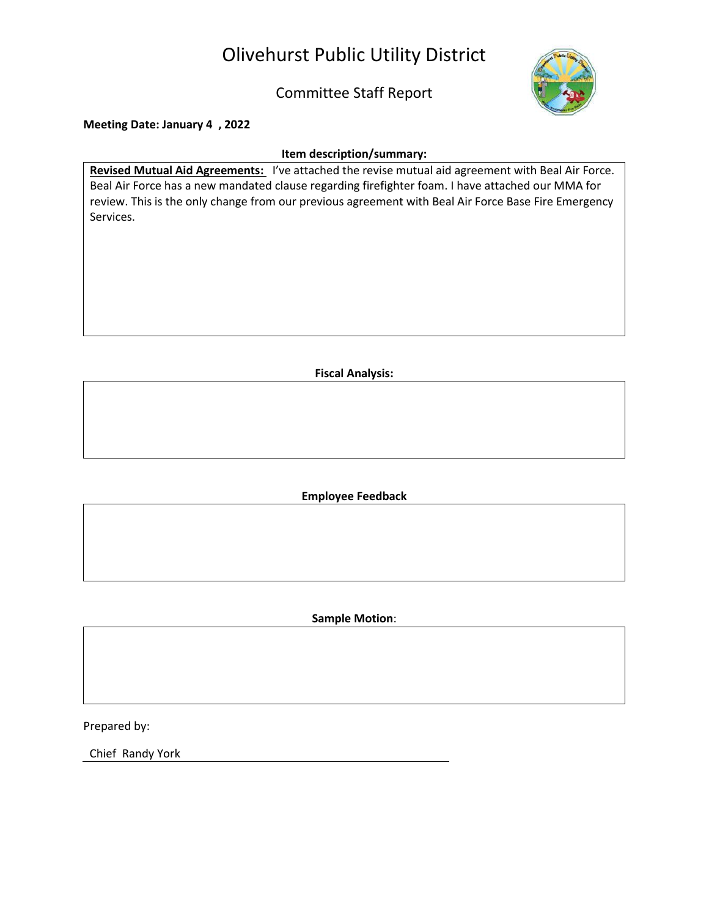# Olivehurst Public Utility District

## Committee Staff Report

**Meeting Date: January 4 , 2022**

**Item description/summary:**

**Revised Mutual Aid Agreements:** I've attached the revise mutual aid agreement with Beal Air Force. Beal Air Force has a new mandated clause regarding firefighter foam. I have attached our MMA for review. This is the only change from our previous agreement with Beal Air Force Base Fire Emergency Services.

**Fiscal Analysis:**

**Employee Feedback**

**Sample Motion**:

Prepared by:

Chief Randy York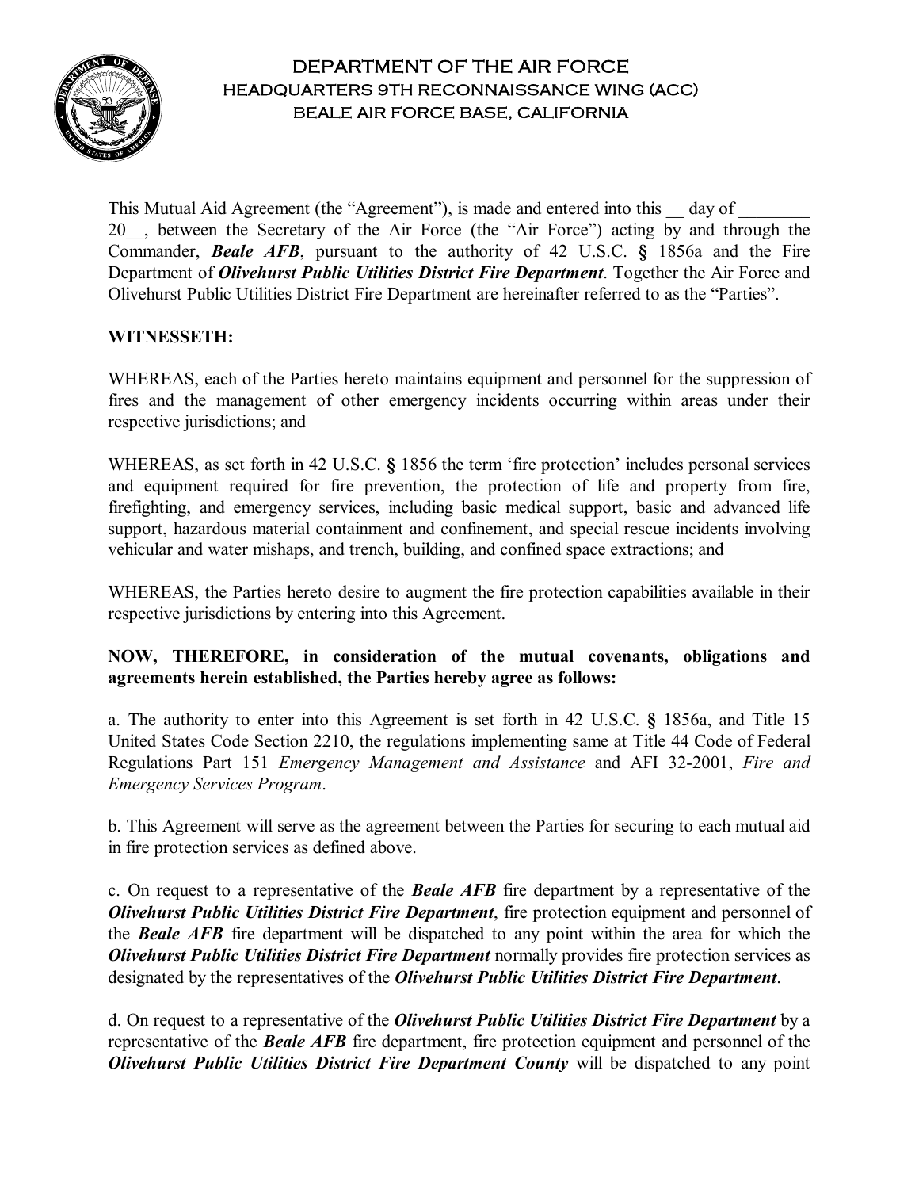# DEPARTMENT OF THE AIR FORCE
## HEADQUARTERS 9TH RECONNAISSANCE WING (ACC)
## BEALE AIR FORCE BASE, CALIFORNIA

This Mutual Aid Agreement (the "Agreement"), is made and entered into this __ day of ________ 20__, between the Secretary of the Air Force (the "Air Force") acting by and through the Commander, ***Beale AFB***, pursuant to the authority of 42 U.S.C. **§** 1856a and the Fire Department of ***Olivehurst Public Utilities District Fire Department***. Together the Air Force and Olivehurst Public Utilities District Fire Department are hereinafter referred to as the "Parties".

**WITNESSETH:**

WHEREAS, each of the Parties hereto maintains equipment and personnel for the suppression of fires and the management of other emergency incidents occurring within areas under their respective jurisdictions; and

WHEREAS, as set forth in 42 U.S.C. **§** 1856 the term 'fire protection' includes personal services and equipment required for fire prevention, the protection of life and property from fire, firefighting, and emergency services, including basic medical support, basic and advanced life support, hazardous material containment and confinement, and special rescue incidents involving vehicular and water mishaps, and trench, building, and confined space extractions; and

WHEREAS, the Parties hereto desire to augment the fire protection capabilities available in their respective jurisdictions by entering into this Agreement.

**NOW, THEREFORE, in consideration of the mutual covenants, obligations and agreements herein established, the Parties hereby agree as follows:**

a. The authority to enter into this Agreement is set forth in 42 U.S.C. **§** 1856a, and Title 15 United States Code Section 2210, the regulations implementing same at Title 44 Code of Federal Regulations Part 151 *Emergency Management and Assistance* and AFI 32-2001, *Fire and Emergency Services Program*.

b. This Agreement will serve as the agreement between the Parties for securing to each mutual aid in fire protection services as defined above.

c. On request to a representative of the ***Beale AFB*** fire department by a representative of the ***Olivehurst Public Utilities District Fire Department***, fire protection equipment and personnel of the ***Beale AFB*** fire department will be dispatched to any point within the area for which the ***Olivehurst Public Utilities District Fire Department*** normally provides fire protection services as designated by the representatives of the ***Olivehurst Public Utilities District Fire Department***.

d. On request to a representative of the ***Olivehurst Public Utilities District Fire Department*** by a representative of the ***Beale AFB*** fire department, fire protection equipment and personnel of the ***Olivehurst Public Utilities District Fire Department County*** will be dispatched to any point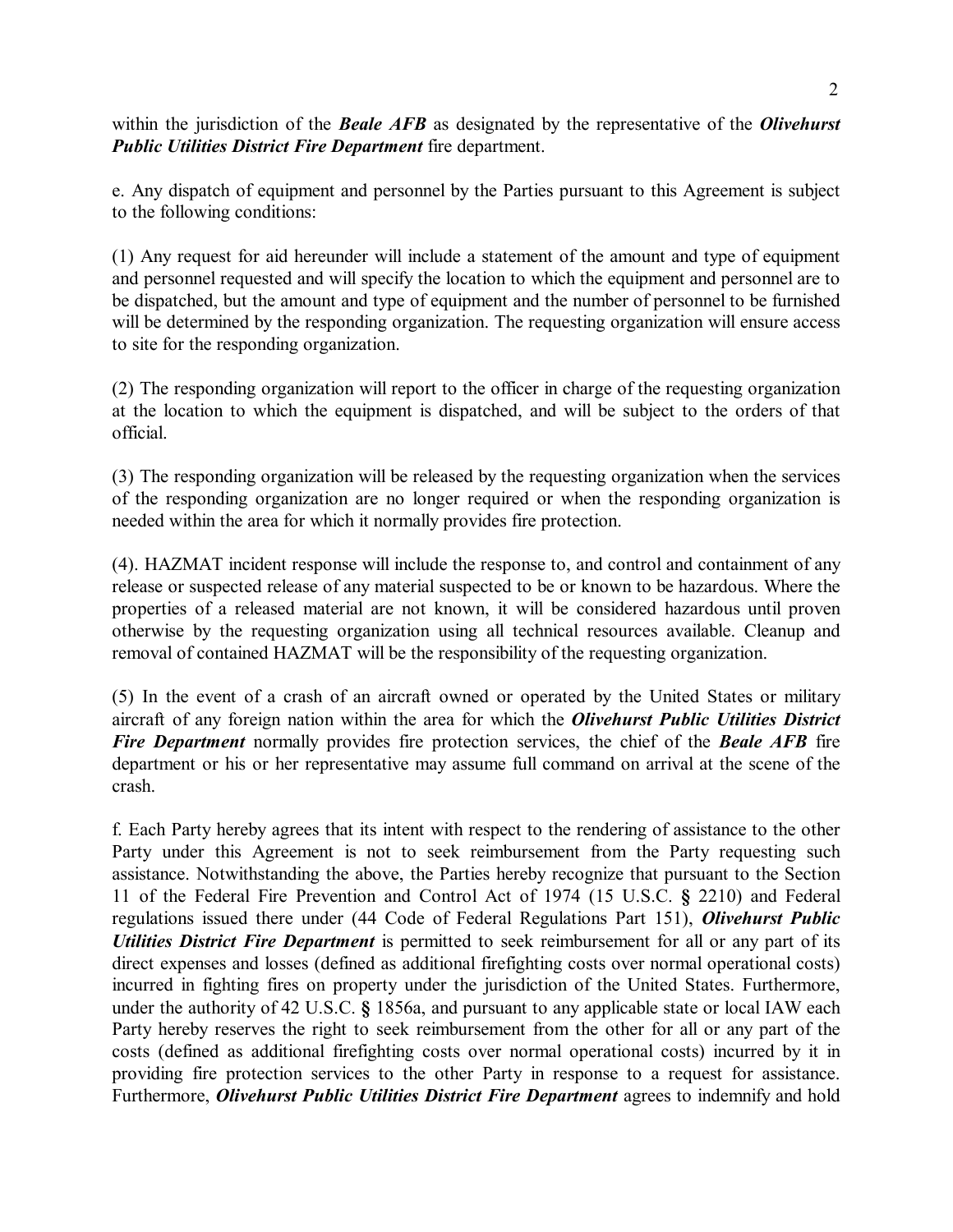within the jurisdiction of the ***Beale AFB*** as designated by the representative of the ***Olivehurst Public Utilities District Fire Department*** fire department.

e. Any dispatch of equipment and personnel by the Parties pursuant to this Agreement is subject to the following conditions:

(1) Any request for aid hereunder will include a statement of the amount and type of equipment and personnel requested and will specify the location to which the equipment and personnel are to be dispatched, but the amount and type of equipment and the number of personnel to be furnished will be determined by the responding organization. The requesting organization will ensure access to site for the responding organization.

(2) The responding organization will report to the officer in charge of the requesting organization at the location to which the equipment is dispatched, and will be subject to the orders of that official.

(3) The responding organization will be released by the requesting organization when the services of the responding organization are no longer required or when the responding organization is needed within the area for which it normally provides fire protection.

(4). HAZMAT incident response will include the response to, and control and containment of any release or suspected release of any material suspected to be or known to be hazardous. Where the properties of a released material are not known, it will be considered hazardous until proven otherwise by the requesting organization using all technical resources available. Cleanup and removal of contained HAZMAT will be the responsibility of the requesting organization.

(5) In the event of a crash of an aircraft owned or operated by the United States or military aircraft of any foreign nation within the area for which the ***Olivehurst Public Utilities District Fire Department*** normally provides fire protection services, the chief of the ***Beale AFB*** fire department or his or her representative may assume full command on arrival at the scene of the crash.

f. Each Party hereby agrees that its intent with respect to the rendering of assistance to the other Party under this Agreement is not to seek reimbursement from the Party requesting such assistance. Notwithstanding the above, the Parties hereby recognize that pursuant to the Section 11 of the Federal Fire Prevention and Control Act of 1974 (15 U.S.C. **§** 2210) and Federal regulations issued there under (44 Code of Federal Regulations Part 151), ***Olivehurst Public Utilities District Fire Department*** is permitted to seek reimbursement for all or any part of its direct expenses and losses (defined as additional firefighting costs over normal operational costs) incurred in fighting fires on property under the jurisdiction of the United States. Furthermore, under the authority of 42 U.S.C. **§** 1856a, and pursuant to any applicable state or local IAW each Party hereby reserves the right to seek reimbursement from the other for all or any part of the costs (defined as additional firefighting costs over normal operational costs) incurred by it in providing fire protection services to the other Party in response to a request for assistance. Furthermore, ***Olivehurst Public Utilities District Fire Department*** agrees to indemnify and hold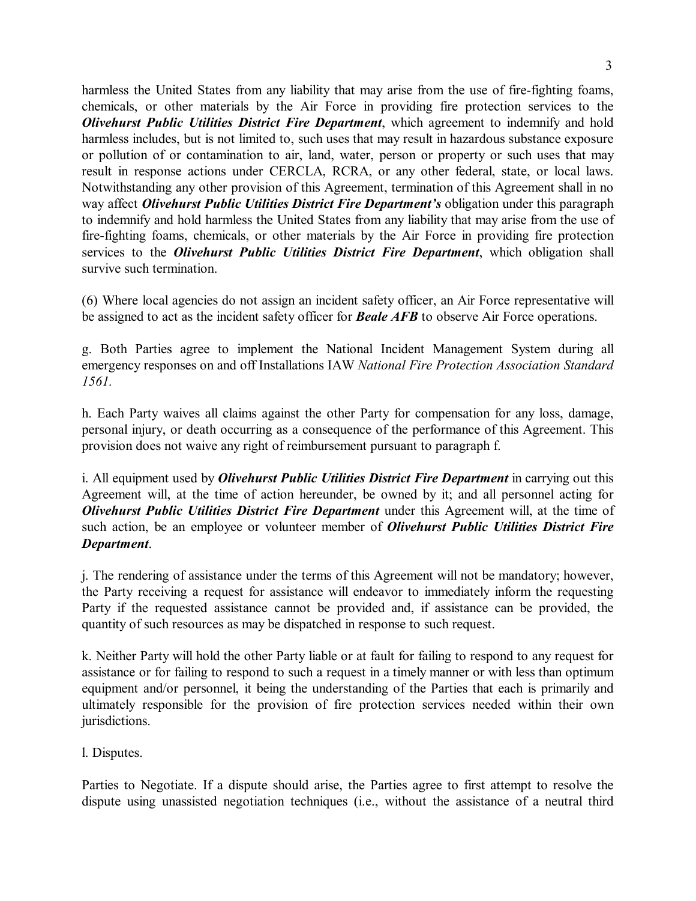harmless the United States from any liability that may arise from the use of fire-fighting foams, chemicals, or other materials by the Air Force in providing fire protection services to the ***Olivehurst Public Utilities District Fire Department***, which agreement to indemnify and hold harmless includes, but is not limited to, such uses that may result in hazardous substance exposure or pollution of or contamination to air, land, water, person or property or such uses that may result in response actions under CERCLA, RCRA, or any other federal, state, or local laws. Notwithstanding any other provision of this Agreement, termination of this Agreement shall in no way affect ***Olivehurst Public Utilities District Fire Department's*** obligation under this paragraph to indemnify and hold harmless the United States from any liability that may arise from the use of fire-fighting foams, chemicals, or other materials by the Air Force in providing fire protection services to the ***Olivehurst Public Utilities District Fire Department***, which obligation shall survive such termination.

(6) Where local agencies do not assign an incident safety officer, an Air Force representative will be assigned to act as the incident safety officer for ***Beale AFB*** to observe Air Force operations.

g. Both Parties agree to implement the National Incident Management System during all emergency responses on and off Installations IAW *National Fire Protection Association Standard 1561.*

h. Each Party waives all claims against the other Party for compensation for any loss, damage, personal injury, or death occurring as a consequence of the performance of this Agreement. This provision does not waive any right of reimbursement pursuant to paragraph f.

i. All equipment used by ***Olivehurst Public Utilities District Fire Department*** in carrying out this Agreement will, at the time of action hereunder, be owned by it; and all personnel acting for ***Olivehurst Public Utilities District Fire Department*** under this Agreement will, at the time of such action, be an employee or volunteer member of ***Olivehurst Public Utilities District Fire Department***.

j. The rendering of assistance under the terms of this Agreement will not be mandatory; however, the Party receiving a request for assistance will endeavor to immediately inform the requesting Party if the requested assistance cannot be provided and, if assistance can be provided, the quantity of such resources as may be dispatched in response to such request.

k. Neither Party will hold the other Party liable or at fault for failing to respond to any request for assistance or for failing to respond to such a request in a timely manner or with less than optimum equipment and/or personnel, it being the understanding of the Parties that each is primarily and ultimately responsible for the provision of fire protection services needed within their own jurisdictions.

l. Disputes.

Parties to Negotiate. If a dispute should arise, the Parties agree to first attempt to resolve the dispute using unassisted negotiation techniques (i.e., without the assistance of a neutral third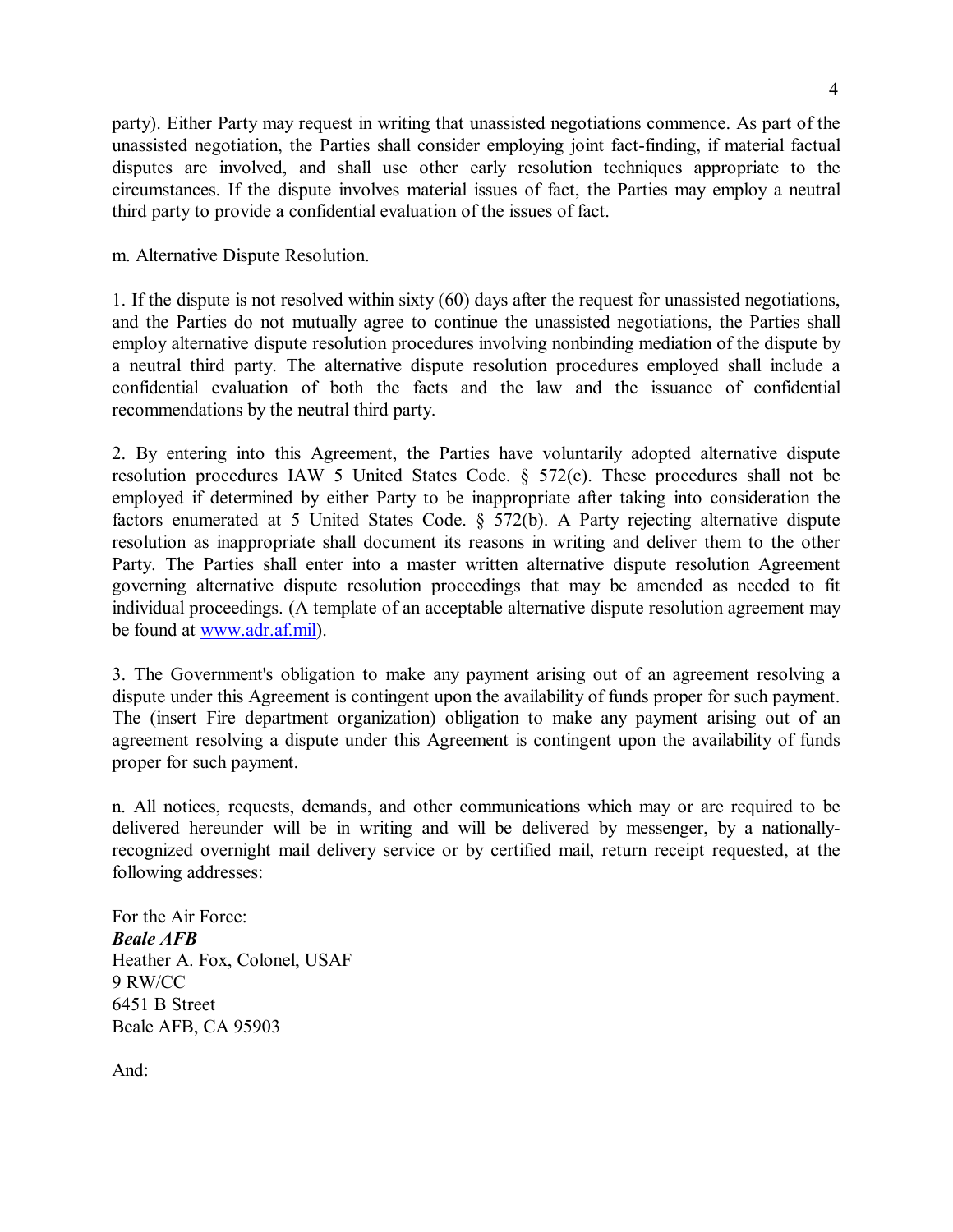party). Either Party may request in writing that unassisted negotiations commence. As part of the unassisted negotiation, the Parties shall consider employing joint fact-finding, if material factual disputes are involved, and shall use other early resolution techniques appropriate to the circumstances. If the dispute involves material issues of fact, the Parties may employ a neutral third party to provide a confidential evaluation of the issues of fact.

m. Alternative Dispute Resolution.

1. If the dispute is not resolved within sixty (60) days after the request for unassisted negotiations, and the Parties do not mutually agree to continue the unassisted negotiations, the Parties shall employ alternative dispute resolution procedures involving nonbinding mediation of the dispute by a neutral third party. The alternative dispute resolution procedures employed shall include a confidential evaluation of both the facts and the law and the issuance of confidential recommendations by the neutral third party.

2. By entering into this Agreement, the Parties have voluntarily adopted alternative dispute resolution procedures IAW 5 United States Code. § 572(c). These procedures shall not be employed if determined by either Party to be inappropriate after taking into consideration the factors enumerated at 5 United States Code. § 572(b). A Party rejecting alternative dispute resolution as inappropriate shall document its reasons in writing and deliver them to the other Party. The Parties shall enter into a master written alternative dispute resolution Agreement governing alternative dispute resolution proceedings that may be amended as needed to fit individual proceedings. (A template of an acceptable alternative dispute resolution agreement may be found at [www.adr.af.mil](http://www.adr.af.mil)).

3. The Government's obligation to make any payment arising out of an agreement resolving a dispute under this Agreement is contingent upon the availability of funds proper for such payment. The (insert Fire department organization) obligation to make any payment arising out of an agreement resolving a dispute under this Agreement is contingent upon the availability of funds proper for such payment.

n. All notices, requests, demands, and other communications which may or are required to be delivered hereunder will be in writing and will be delivered by messenger, by a nationally-recognized overnight mail delivery service or by certified mail, return receipt requested, at the following addresses:

For the Air Force:
***Beale AFB***
Heather A. Fox, Colonel, USAF
9 RW/CC
6451 B Street
Beale AFB, CA 95903

And: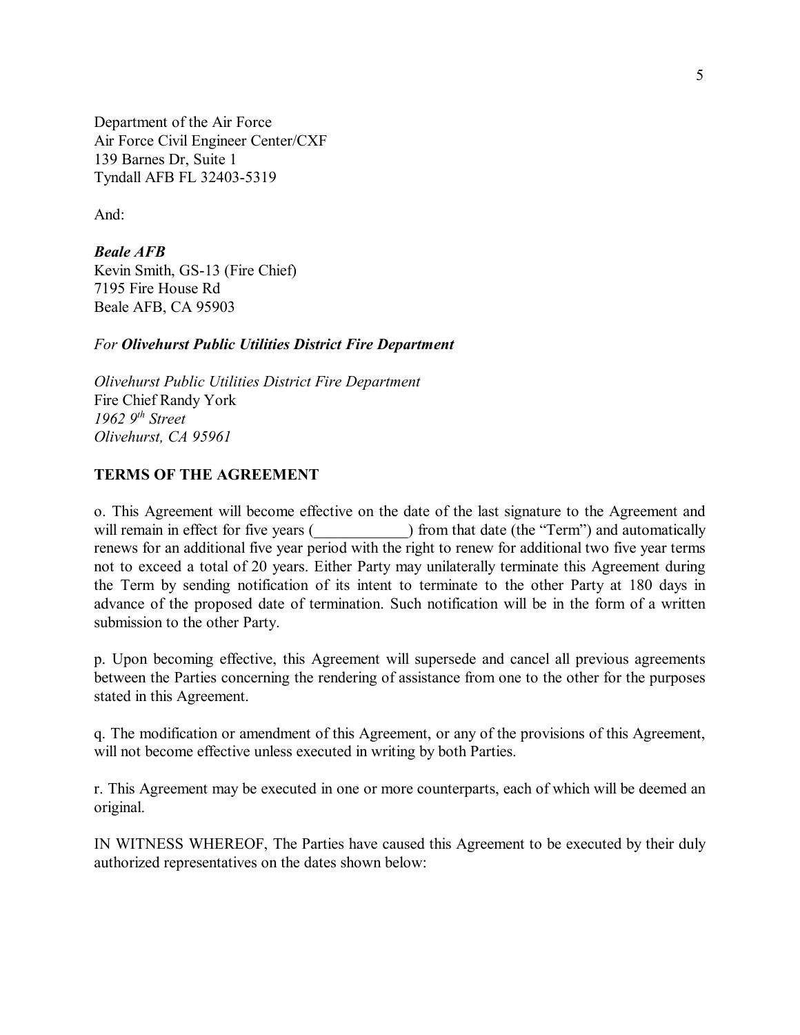Department of the Air Force
Air Force Civil Engineer Center/CXF
139 Barnes Dr, Suite 1
Tyndall AFB FL 32403-5319

And:

***Beale AFB***
Kevin Smith, GS-13 (Fire Chief)
7195 Fire House Rd
Beale AFB, CA 95903

*For* ***Olivehurst Public Utilities District Fire Department***

*Olivehurst Public Utilities District Fire Department*
Fire Chief Randy York
*1962 9th Street*
*Olivehurst, CA 95961*

**TERMS OF THE AGREEMENT**

o. This Agreement will become effective on the date of the last signature to the Agreement and will remain in effect for five years (____________) from that date (the "Term") and automatically renews for an additional five year period with the right to renew for additional two five year terms not to exceed a total of 20 years. Either Party may unilaterally terminate this Agreement during the Term by sending notification of its intent to terminate to the other Party at 180 days in advance of the proposed date of termination. Such notification will be in the form of a written submission to the other Party.

p. Upon becoming effective, this Agreement will supersede and cancel all previous agreements between the Parties concerning the rendering of assistance from one to the other for the purposes stated in this Agreement.

q. The modification or amendment of this Agreement, or any of the provisions of this Agreement, will not become effective unless executed in writing by both Parties.

r. This Agreement may be executed in one or more counterparts, each of which will be deemed an original.

IN WITNESS WHEREOF, The Parties have caused this Agreement to be executed by their duly authorized representatives on the dates shown below: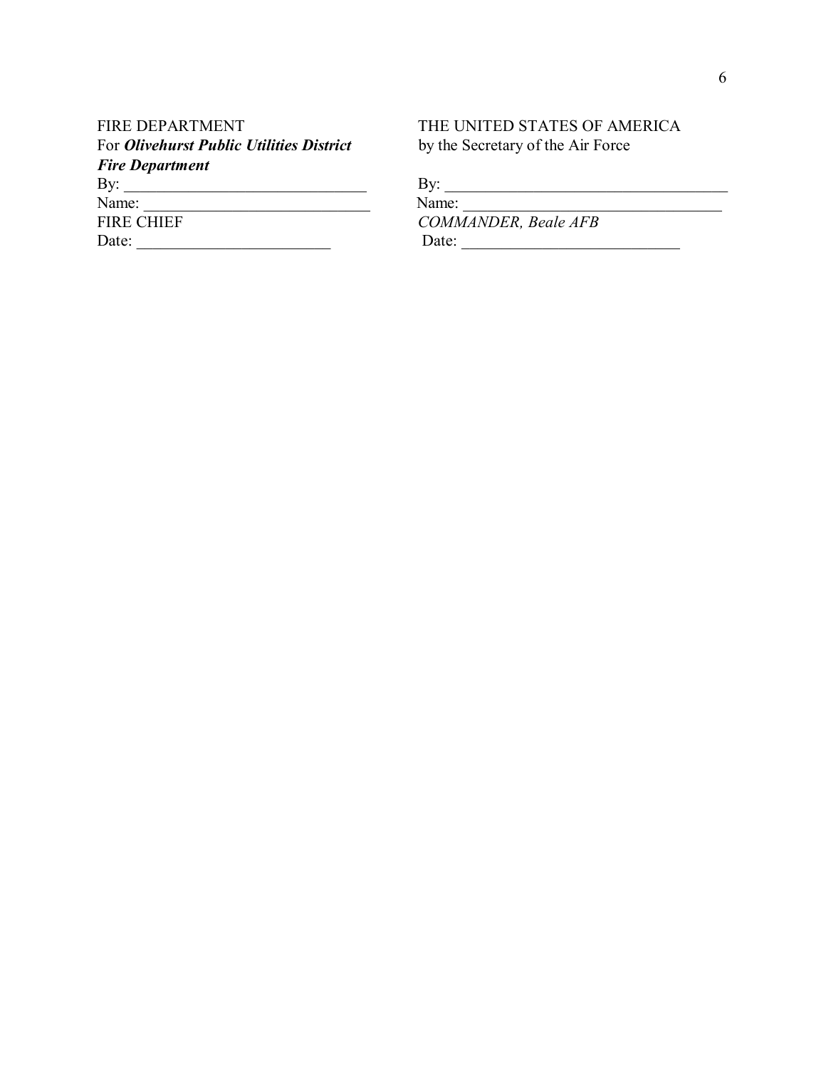FIRE DEPARTMENT
For ***Olivehurst Public Utilities District Fire Department***
By: ______________________________
Name: ____________________________
FIRE CHIEF
Date: ________________________

THE UNITED STATES OF AMERICA
by the Secretary of the Air Force
By: ___________________________________
Name: _________________________________
*COMMANDER, Beale AFB*
Date: ___________________________